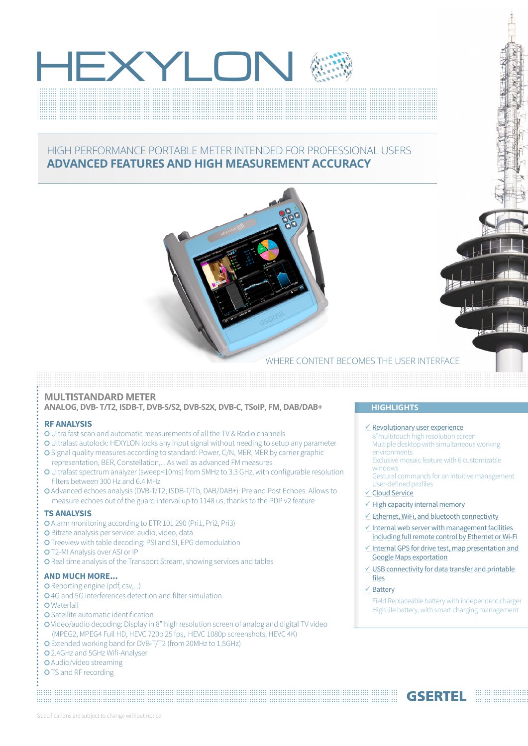# HEXYLON

HIGH PERFORMANCE PORTABLE METER INTENDED FOR PROFESSIONAL USERS

**ADVANCED FEATURES AND HIGH MEASUREMENT ACCURACY**

WHERE CONTENT BECOMES THE USER INTERFACE

## MULTISTANDARD METER

**ANALOG, DVB- T/T2, ISDB-T, DVB-S/S2, DVB-S2X, DVB-C, TSoIP, FM, DAB/DAB+**

### RF ANALYSIS

- Ultra fast scan and automatic measurements of all the TV & Radio channels
- Ultrafast autolock: HEXYLON locks any input signal without needing to setup any parameter
- Signal quality measures according to standard: Power, C/N, MER, MER by carrier graphic representation, BER, Constellation,... As well as advanced FM measures
- Ultrafast spectrum analyzer (sweep<10ms) from 5MHz to 3.3 GHz, with configurable resolution filters between 300 Hz and 6.4 MHz
- Advanced echoes analysis (DVB-T/T2, ISDB-T/Tb, DAB/DAB+): Pre and Post Echoes. Allows to measure echoes out of the guard interval up to 1148 us, thanks to the PDP v2 feature

### TS ANALYSIS

- Alarm monitoring according to ETR 101 290 (Pri1, Pri2, Pri3)
- Bitrate analysis per service: audio, video, data
- Treeview with table decoding: PSI and SI, EPG demodulation
- T2-MI Analysis over ASI or IP
- Real time analysis of the Transport Stream, showing services and tables

### AND MUCH MORE...

- Reporting engine (pdf, csv,...)
- 4G and 5G interferences detection and filter simulation
- Waterfall
- Satellite automatic identification
- Video/audio decoding: Display in 8" high resolution screen of analog and digital TV video (MPEG2, MPEG4 Full HD, HEVC 720p 25 fps, HEVC 1080p screenshots, HEVC 4K)
- Extended working band for DVB-T/T2 (from 20MHz to 1.5GHz)
- 2.4GHz and 5GHz Wifi-Analyser
- Audio/video streaming
- TS and RF recording

## HIGHLIGHTS

- ✓ Revolutionary user experience
  - 8"multitouch high resolution screen
  - Multiple desktop with simultaneous working environments
  - Exclusive mosaic feature with 6 customizable windows
  - Gestural commands for an intuitive management
  - User-defined profiles
- ✓ Cloud Service
- ✓ High capacity internal memory
- ✓ Ethernet, WiFi, and bluetooth connectivity
- ✓ Internal web server with management facilities including full remote control by Ethernet or Wi-Fi
- ✓ Internal GPS for drive test, map presentation and Google Maps exportation
- ✓ USB connectivity for data transfer and printable files
- ✓ Battery
  - Field Replaceable battery with independent charger
  - High life battery, with smart charging management

GSERTEL

Specifications are subject to change without notice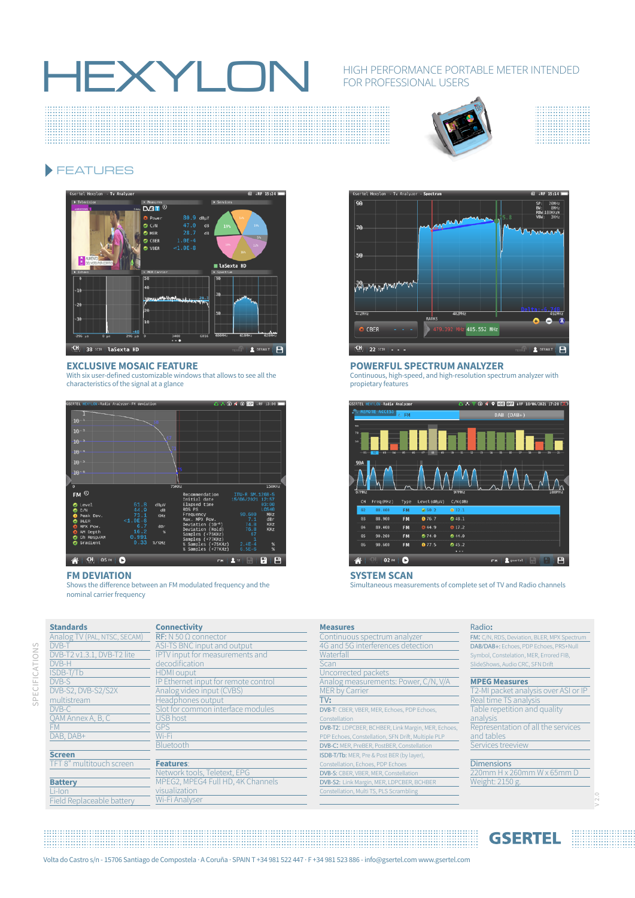# HEXYLON

HIGH PERFORMANCE PORTABLE METER INTENDED FOR PROFESSIONAL USERS

## FEATURES

### EXCLUSIVE MOSAIC FEATURE

With six user-defined customizable windows that allows to see all the characteristics of the signal at a glance

### POWERFUL SPECTRUM ANALYZER

Continuous, high-speed, and high-resolution spectrum analyzer with propietary features

### FM DEVIATION

Shows the difference between an FM modulated frequency and the nominal carrier frequency

### SYSTEM SCAN

Simultaneous measurements of complete set of TV and Radio channels

## SPECIFICATIONS

**Standards**
- Analog TV (PAL, NTSC, SECAM)
- DVB-T
- DVB-T2 v1.3.1, DVB-T2 lite
- DVB-H
- ISDB-T/Tb
- DVB-S
- DVB-S2, DVB-S2/S2X multistream
- DVB-C
- QAM Annex A, B, C
- FM
- DAB, DAB+

**Screen**
- TFT 8" multitouch screen

**Battery**
- Li-Ion
- Field Replaceable battery

**Connectivity**
- RF: N 50 Ω connector
- ASI-TS BNC input and output
- IPTV input for measurements and decodification
- HDMI ouput
- IP Ethernet input for remote control
- Analog video input (CVBS)
- Headphones output
- Slot for common interface modules
- USB host
- GPS
- Wi-Fi
- Bluetooth

**Features**:
- Network tools, Teletext, EPG
- MPEG2, MPEG4 Full HD, 4K Channels
- Wi-Fi Analyser

**Measures**
- Continuous spectrum analyzer
- 4G and 5G interferences detection
- Waterfall
- Scan
- Uncorrected packets
- Analog measurements: Power, C/N, V/A
- MER by Carrier

**TV:**
- DVB-T: CBER, VBER, MER, Echoes, PDP Echoes, Constellation
- DVB-T2: LDPCBER, BCHBER, Link Margin, MER, Echoes, PDP Echoes, Constellation, SFN Drift, Multiple PLP
- DVB-C: MER, PreBER, PostBER, Constellation
- ISDB-T/Tb: MER, Pre & Post BER (by layer), Constellation, Echoes, PDP Echoes
- DVB-S: CBER, VBER, MER, Constellation
- DVB-S2: Link Margin, MER, LDPCBER, BCHBER Constellation, Multi TS, PLS Scrambling

**Radio:**
- FM: C/N, RDS, Deviation, BLER, MPX Spectrum
- DAB/DAB+: Echoes, PDP Echoes, PRS+Null Symbol, Constelation, MER, Errored FIB, SlideShows, Audio CRC, SFN Drift

**MPEG Measures**
- T2-MI packet analysis over ASI or IP
- Real time TS analysis
- Table repetition and quality analysis
- Representation of all the services and tables
- Services treeview

**Dimensions**
- 220mm H x 260mm W x 65mm D
- Weight: 2150 g.

V 2.0

**GSERTEL**

Volta do Castro s/n - 15706 Santiago de Compostela · A Coruña · SPAIN T +34 981 522 447 · F +34 981 523 886 - info@gsertel.com www.gsertel.com